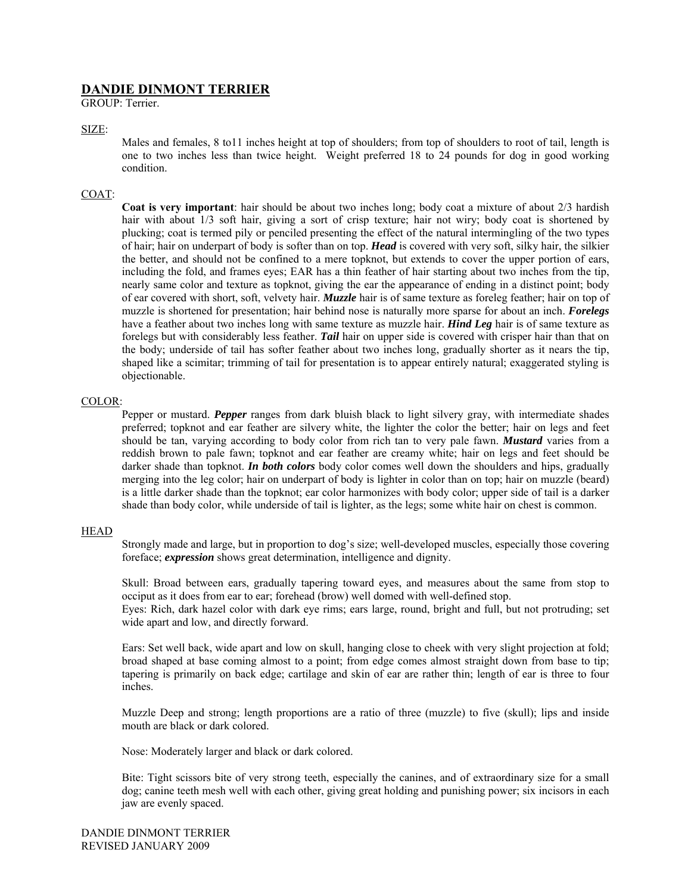# DANDIE DINMONT TERRIER

GROUP: Terrier.

## SIZE:

Males and females, 8 to11 inches height at top of shoulders; from top of shoulders to root of tail, length is one to two inches less than twice height. Weight preferred 18 to 24 pounds for dog in good working condition.

## COAT:

**Coat is very important**: hair should be about two inches long; body coat a mixture of about 2/3 hardish hair with about 1/3 soft hair, giving a sort of crisp texture; hair not wiry; body coat is shortened by plucking; coat is termed pily or penciled presenting the effect of the natural intermingling of the two types of hair; hair on underpart of body is softer than on top. ***Head*** is covered with very soft, silky hair, the silkier the better, and should not be confined to a mere topknot, but extends to cover the upper portion of ears, including the fold, and frames eyes; EAR has a thin feather of hair starting about two inches from the tip, nearly same color and texture as topknot, giving the ear the appearance of ending in a distinct point; body of ear covered with short, soft, velvety hair. ***Muzzle*** hair is of same texture as foreleg feather; hair on top of muzzle is shortened for presentation; hair behind nose is naturally more sparse for about an inch. ***Forelegs*** have a feather about two inches long with same texture as muzzle hair. ***Hind Leg*** hair is of same texture as forelegs but with considerably less feather. ***Tail*** hair on upper side is covered with crisper hair than that on the body; underside of tail has softer feather about two inches long, gradually shorter as it nears the tip, shaped like a scimitar; trimming of tail for presentation is to appear entirely natural; exaggerated styling is objectionable.

## COLOR:

Pepper or mustard. ***Pepper*** ranges from dark bluish black to light silvery gray, with intermediate shades preferred; topknot and ear feather are silvery white, the lighter the color the better; hair on legs and feet should be tan, varying according to body color from rich tan to very pale fawn. ***Mustard*** varies from a reddish brown to pale fawn; topknot and ear feather are creamy white; hair on legs and feet should be darker shade than topknot. ***In both colors*** body color comes well down the shoulders and hips, gradually merging into the leg color; hair on underpart of body is lighter in color than on top; hair on muzzle (beard) is a little darker shade than the topknot; ear color harmonizes with body color; upper side of tail is a darker shade than body color, while underside of tail is lighter, as the legs; some white hair on chest is common.

## HEAD

Strongly made and large, but in proportion to dog's size; well-developed muscles, especially those covering foreface; ***expression*** shows great determination, intelligence and dignity.

Skull: Broad between ears, gradually tapering toward eyes, and measures about the same from stop to occiput as it does from ear to ear; forehead (brow) well domed with well-defined stop.
Eyes: Rich, dark hazel color with dark eye rims; ears large, round, bright and full, but not protruding; set wide apart and low, and directly forward.

Ears: Set well back, wide apart and low on skull, hanging close to cheek with very slight projection at fold; broad shaped at base coming almost to a point; from edge comes almost straight down from base to tip; tapering is primarily on back edge; cartilage and skin of ear are rather thin; length of ear is three to four inches.

Muzzle Deep and strong; length proportions are a ratio of three (muzzle) to five (skull); lips and inside mouth are black or dark colored.

Nose: Moderately larger and black or dark colored.

Bite: Tight scissors bite of very strong teeth, especially the canines, and of extraordinary size for a small dog; canine teeth mesh well with each other, giving great holding and punishing power; six incisors in each jaw are evenly spaced.

DANDIE DINMONT TERRIER
REVISED JANUARY 2009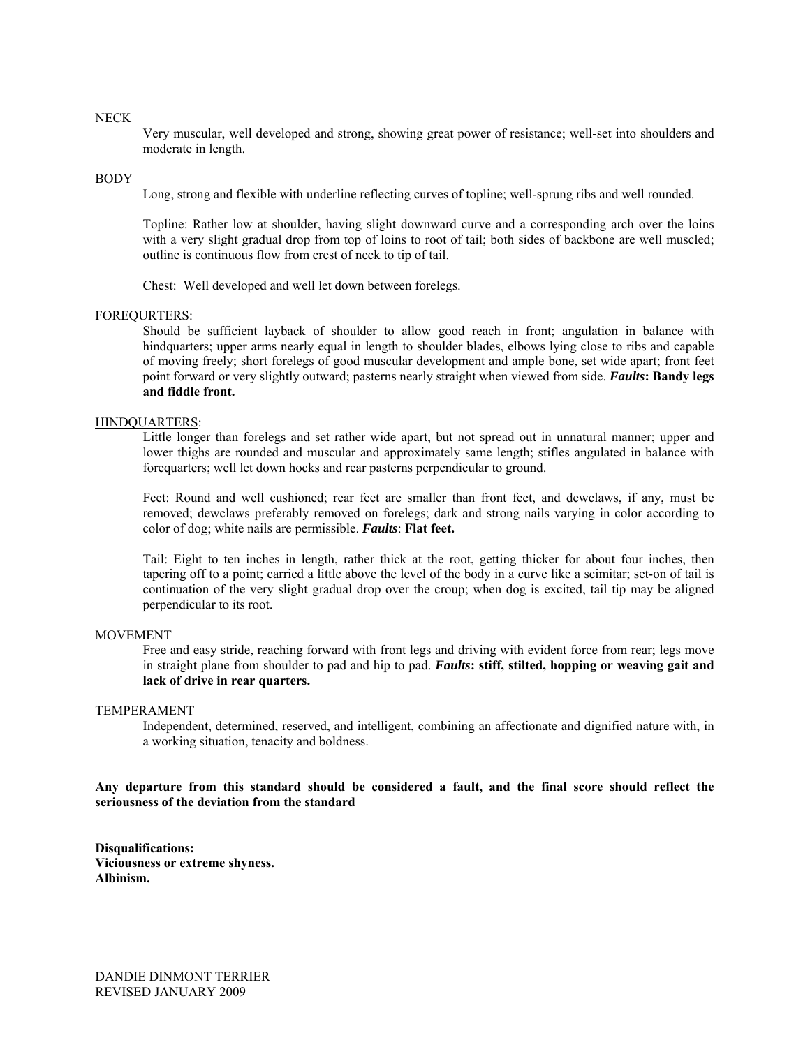NECK

Very muscular, well developed and strong, showing great power of resistance; well-set into shoulders and moderate in length.

BODY

Long, strong and flexible with underline reflecting curves of topline; well-sprung ribs and well rounded.

Topline: Rather low at shoulder, having slight downward curve and a corresponding arch over the loins with a very slight gradual drop from top of loins to root of tail; both sides of backbone are well muscled; outline is continuous flow from crest of neck to tip of tail.

Chest: Well developed and well let down between forelegs.

FOREQURTERS:

Should be sufficient layback of shoulder to allow good reach in front; angulation in balance with hindquarters; upper arms nearly equal in length to shoulder blades, elbows lying close to ribs and capable of moving freely; short forelegs of good muscular development and ample bone, set wide apart; front feet point forward or very slightly outward; pasterns nearly straight when viewed from side. ***Faults*: Bandy legs and fiddle front.**

HINDQUARTERS:

Little longer than forelegs and set rather wide apart, but not spread out in unnatural manner; upper and lower thighs are rounded and muscular and approximately same length; stifles angulated in balance with forequarters; well let down hocks and rear pasterns perpendicular to ground.

Feet: Round and well cushioned; rear feet are smaller than front feet, and dewclaws, if any, must be removed; dewclaws preferably removed on forelegs; dark and strong nails varying in color according to color of dog; white nails are permissible. ***Faults***: **Flat feet.**

Tail: Eight to ten inches in length, rather thick at the root, getting thicker for about four inches, then tapering off to a point; carried a little above the level of the body in a curve like a scimitar; set-on of tail is continuation of the very slight gradual drop over the croup; when dog is excited, tail tip may be aligned perpendicular to its root.

MOVEMENT

Free and easy stride, reaching forward with front legs and driving with evident force from rear; legs move in straight plane from shoulder to pad and hip to pad. ***Faults*: stiff, stilted, hopping or weaving gait and lack of drive in rear quarters.**

TEMPERAMENT

Independent, determined, reserved, and intelligent, combining an affectionate and dignified nature with, in a working situation, tenacity and boldness.

**Any departure from this standard should be considered a fault, and the final score should reflect the seriousness of the deviation from the standard**

**Disqualifications:**
**Viciousness or extreme shyness.**
**Albinism.**

DANDIE DINMONT TERRIER
REVISED JANUARY 2009